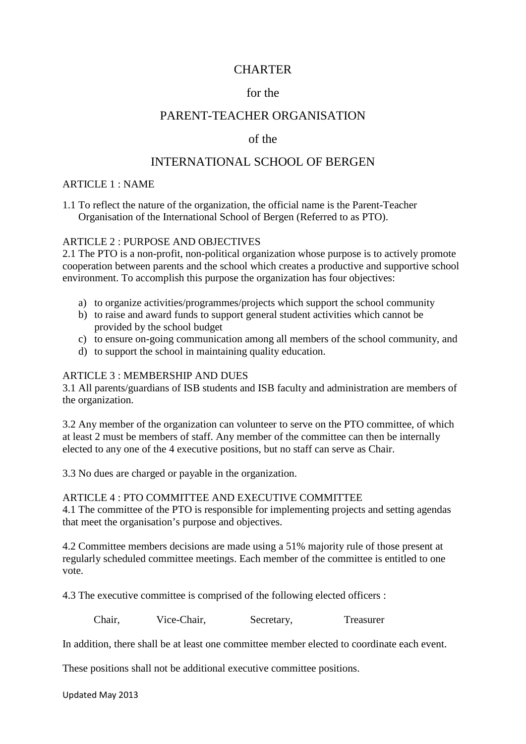# CHARTER

# for the

# PARENT-TEACHER ORGANISATION

# of the

# INTERNATIONAL SCHOOL OF BERGEN

## ARTICLE 1 : NAME

1.1 To reflect the nature of the organization, the official name is the Parent-Teacher Organisation of the International School of Bergen (Referred to as PTO).

## ARTICLE 2 : PURPOSE AND OBJECTIVES

2.1 The PTO is a non-profit, non-political organization whose purpose is to actively promote cooperation between parents and the school which creates a productive and supportive school environment. To accomplish this purpose the organization has four objectives:

a) to organize activities/programmes/projects which support the school community
b) to raise and award funds to support general student activities which cannot be provided by the school budget
c) to ensure on-going communication among all members of the school community, and
d) to support the school in maintaining quality education.

## ARTICLE 3 : MEMBERSHIP AND DUES

3.1 All parents/guardians of ISB students and ISB faculty and administration are members of the organization.

3.2 Any member of the organization can volunteer to serve on the PTO committee, of which at least 2 must be members of staff. Any member of the committee can then be internally elected to any one of the 4 executive positions, but no staff can serve as Chair.

3.3 No dues are charged or payable in the organization.

## ARTICLE 4 : PTO COMMITTEE AND EXECUTIVE COMMITTEE

4.1 The committee of the PTO is responsible for implementing projects and setting agendas that meet the organisation's purpose and objectives.

4.2 Committee members decisions are made using a 51% majority rule of those present at regularly scheduled committee meetings. Each member of the committee is entitled to one vote.

4.3 The executive committee is comprised of the following elected officers :

Chair, Vice-Chair, Secretary, Treasurer

In addition, there shall be at least one committee member elected to coordinate each event.

These positions shall not be additional executive committee positions.

Updated May 2013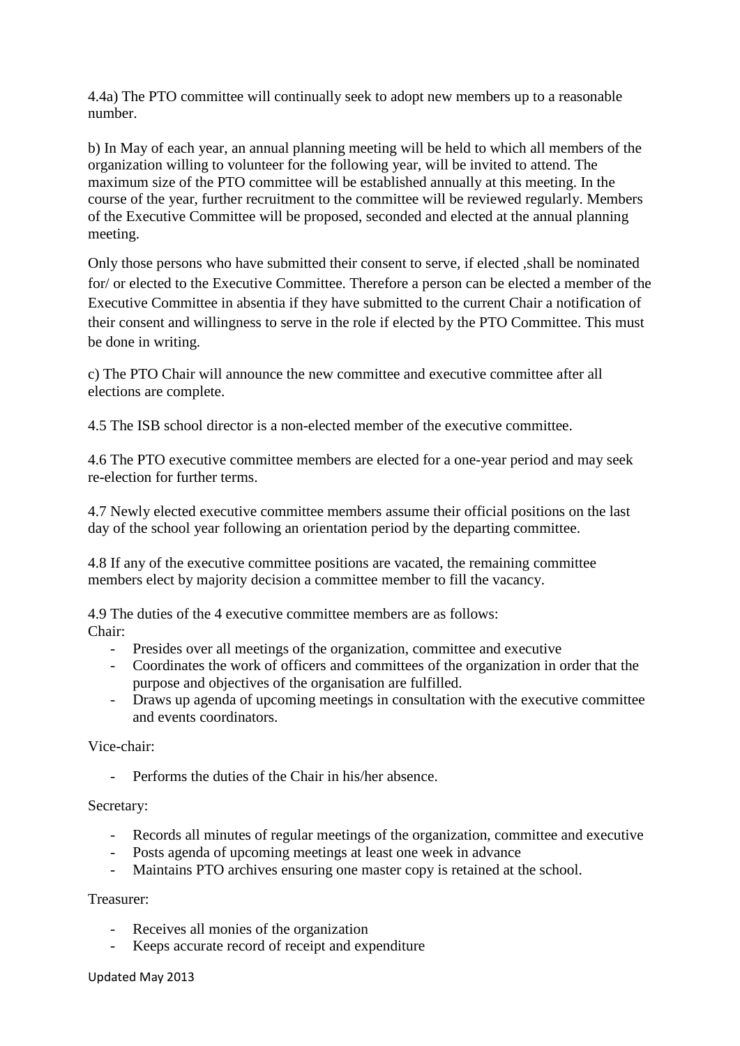4.4a) The PTO committee will continually seek to adopt new members up to a reasonable number.

b) In May of each year, an annual planning meeting will be held to which all members of the organization willing to volunteer for the following year, will be invited to attend. The maximum size of the PTO committee will be established annually at this meeting. In the course of the year, further recruitment to the committee will be reviewed regularly. Members of the Executive Committee will be proposed, seconded and elected at the annual planning meeting.

Only those persons who have submitted their consent to serve, if elected ,shall be nominated for/ or elected to the Executive Committee. Therefore a person can be elected a member of the Executive Committee in absentia if they have submitted to the current Chair a notification of their consent and willingness to serve in the role if elected by the PTO Committee. This must be done in writing.

c) The PTO Chair will announce the new committee and executive committee after all elections are complete.

4.5 The ISB school director is a non-elected member of the executive committee.

4.6 The PTO executive committee members are elected for a one-year period and may seek re-election for further terms.

4.7 Newly elected executive committee members assume their official positions on the last day of the school year following an orientation period by the departing committee.

4.8 If any of the executive committee positions are vacated, the remaining committee members elect by majority decision a committee member to fill the vacancy.

4.9 The duties of the 4 executive committee members are as follows:
Chair:

- Presides over all meetings of the organization, committee and executive
- Coordinates the work of officers and committees of the organization in order that the purpose and objectives of the organisation are fulfilled.
- Draws up agenda of upcoming meetings in consultation with the executive committee and events coordinators.

Vice-chair:

- Performs the duties of the Chair in his/her absence.

Secretary:

- Records all minutes of regular meetings of the organization, committee and executive
- Posts agenda of upcoming meetings at least one week in advance
- Maintains PTO archives ensuring one master copy is retained at the school.

Treasurer:

- Receives all monies of the organization
- Keeps accurate record of receipt and expenditure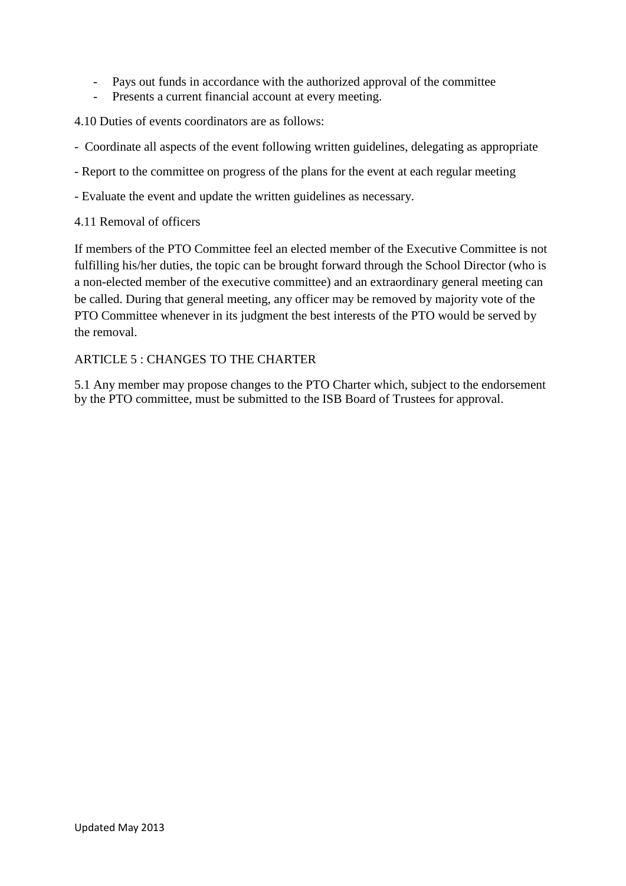- Pays out funds in accordance with the authorized approval of the committee
- Presents a current financial account at every meeting.

4.10 Duties of events coordinators are as follows:

- Coordinate all aspects of the event following written guidelines, delegating as appropriate
- Report to the committee on progress of the plans for the event at each regular meeting
- Evaluate the event and update the written guidelines as necessary.

4.11 Removal of officers

If members of the PTO Committee feel an elected member of the Executive Committee is not fulfilling his/her duties, the topic can be brought forward through the School Director (who is a non-elected member of the executive committee) and an extraordinary general meeting can be called. During that general meeting, any officer may be removed by majority vote of the PTO Committee whenever in its judgment the best interests of the PTO would be served by the removal.

ARTICLE 5 : CHANGES TO THE CHARTER

5.1 Any member may propose changes to the PTO Charter which, subject to the endorsement by the PTO committee, must be submitted to the ISB Board of Trustees for approval.